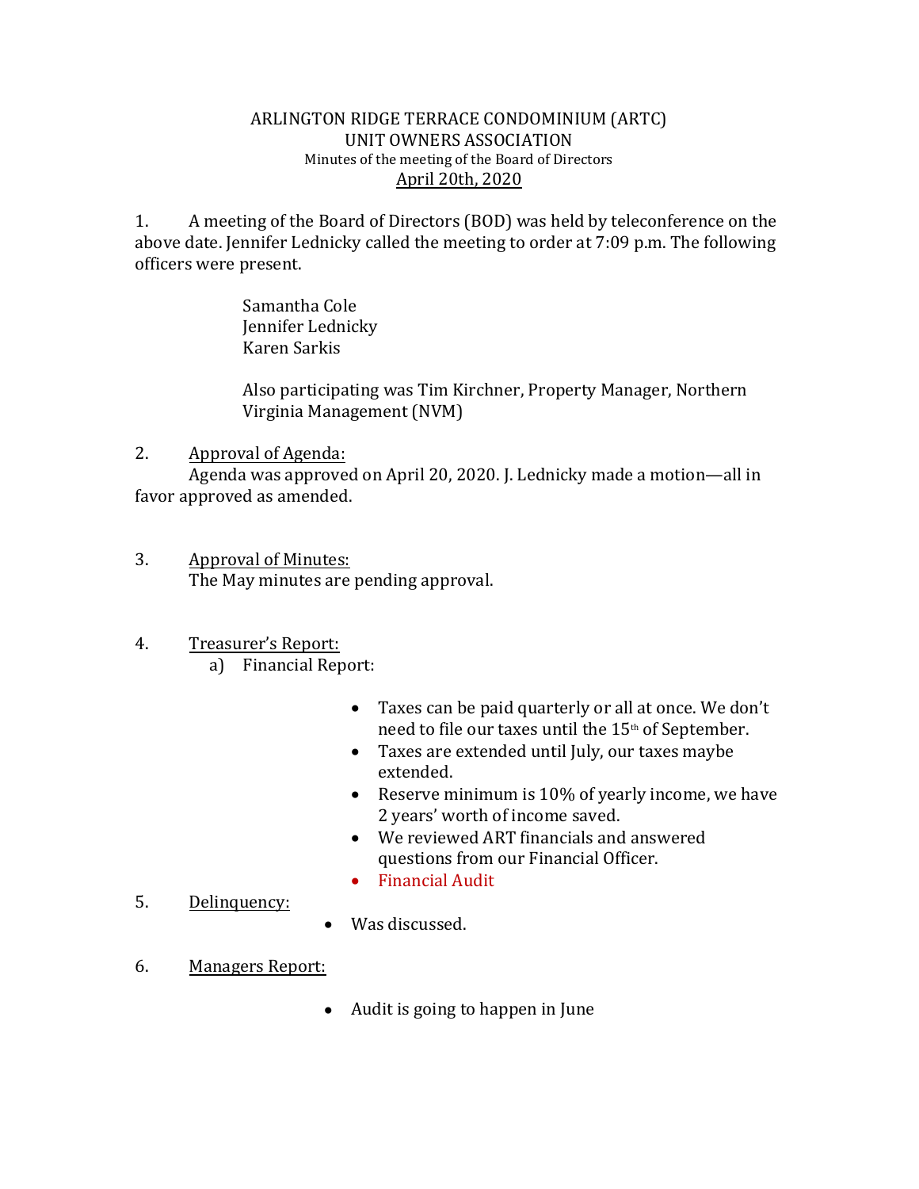ARLINGTON RIDGE TERRACE CONDOMINIUM (ARTC)
UNIT OWNERS ASSOCIATION
Minutes of the meeting of the Board of Directors
April 20th, 2020

1. A meeting of the Board of Directors (BOD) was held by teleconference on the above date. Jennifer Lednicky called the meeting to order at 7:09 p.m. The following officers were present.

   Samantha Cole
   Jennifer Lednicky
   Karen Sarkis

   Also participating was Tim Kirchner, Property Manager, Northern Virginia Management (NVM)

2. Approval of Agenda:
   Agenda was approved on April 20, 2020. J. Lednicky made a motion—all in favor approved as amended.

3. Approval of Minutes:
   The May minutes are pending approval.

4. Treasurer's Report:
   a) Financial Report:

   - Taxes can be paid quarterly or all at once. We don't need to file our taxes until the 15th of September.
   - Taxes are extended until July, our taxes maybe extended.
   - Reserve minimum is 10% of yearly income, we have 2 years' worth of income saved.
   - We reviewed ART financials and answered questions from our Financial Officer.
   - Financial Audit

5. Delinquency:
   - Was discussed.

6. Managers Report:
   - Audit is going to happen in June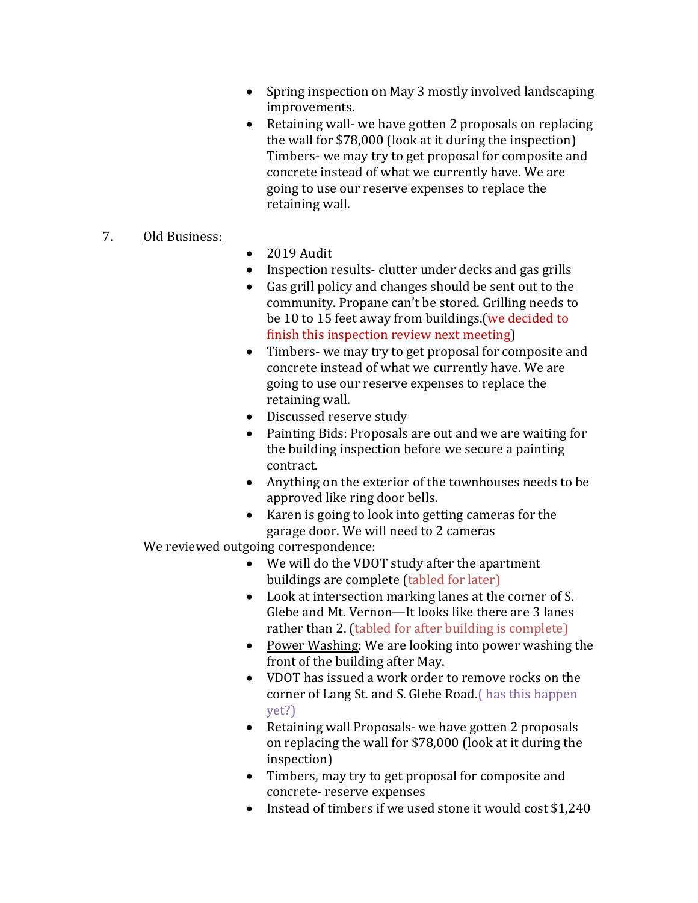- Spring inspection on May 3 mostly involved landscaping improvements.
- Retaining wall- we have gotten 2 proposals on replacing the wall for $78,000 (look at it during the inspection) Timbers- we may try to get proposal for composite and concrete instead of what we currently have. We are going to use our reserve expenses to replace the retaining wall.

7. <u>Old Business:</u>

- 2019 Audit
- Inspection results- clutter under decks and gas grills
- Gas grill policy and changes should be sent out to the community. Propane can't be stored. Grilling needs to be 10 to 15 feet away from buildings.(we decided to finish this inspection review next meeting)
- Timbers- we may try to get proposal for composite and concrete instead of what we currently have. We are going to use our reserve expenses to replace the retaining wall.
- Discussed reserve study
- Painting Bids: Proposals are out and we are waiting for the building inspection before we secure a painting contract.
- Anything on the exterior of the townhouses needs to be approved like ring door bells.
- Karen is going to look into getting cameras for the garage door. We will need to 2 cameras

We reviewed outgoing correspondence:

- We will do the VDOT study after the apartment buildings are complete (tabled for later)
- Look at intersection marking lanes at the corner of S. Glebe and Mt. Vernon—It looks like there are 3 lanes rather than 2. (tabled for after building is complete)
- <u>Power Washing</u>: We are looking into power washing the front of the building after May.
- VDOT has issued a work order to remove rocks on the corner of Lang St. and S. Glebe Road.( has this happen yet?)
- Retaining wall Proposals- we have gotten 2 proposals on replacing the wall for $78,000 (look at it during the inspection)
- Timbers, may try to get proposal for composite and concrete- reserve expenses
- Instead of timbers if we used stone it would cost $1,240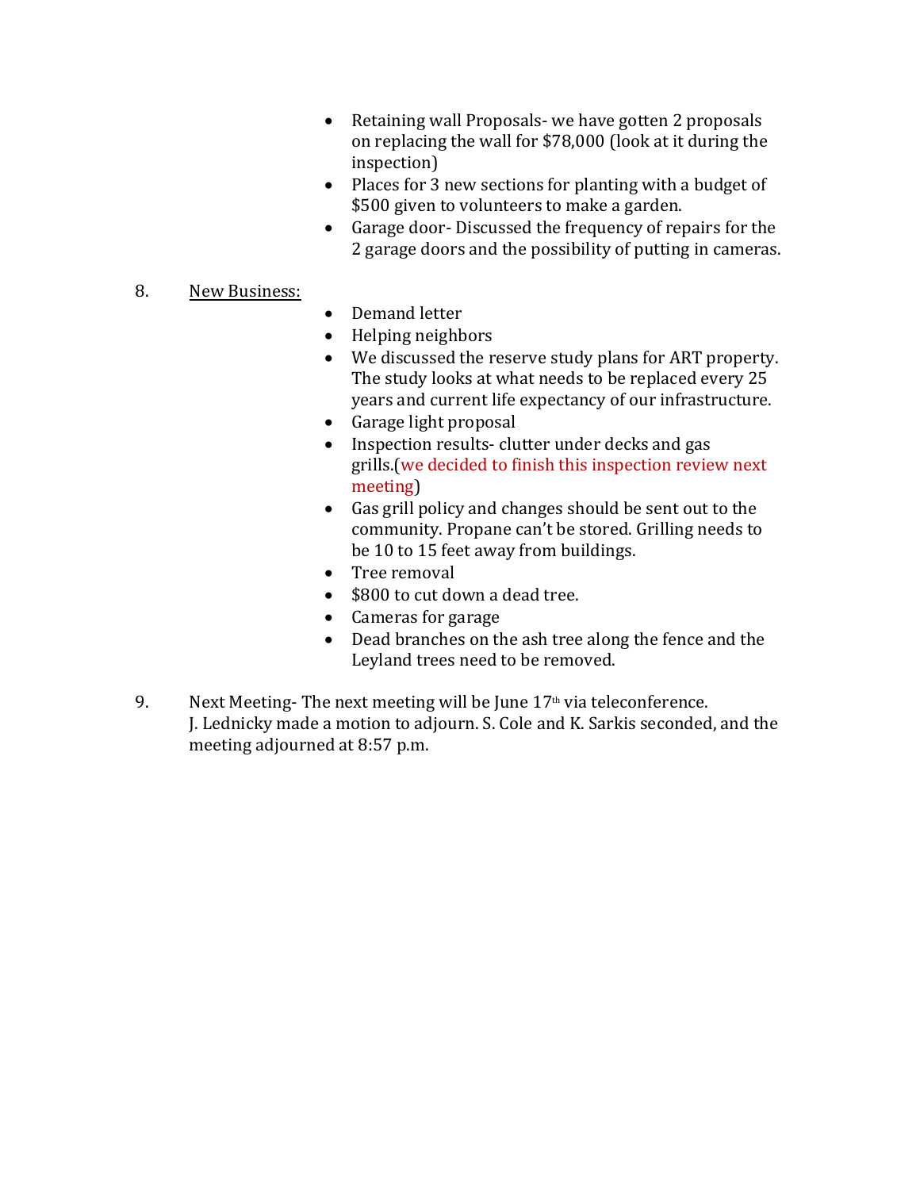- Retaining wall Proposals- we have gotten 2 proposals on replacing the wall for $78,000 (look at it during the inspection)
- Places for 3 new sections for planting with a budget of $500 given to volunteers to make a garden.
- Garage door- Discussed the frequency of repairs for the 2 garage doors and the possibility of putting in cameras.

8. New Business:

- Demand letter
- Helping neighbors
- We discussed the reserve study plans for ART property. The study looks at what needs to be replaced every 25 years and current life expectancy of our infrastructure.
- Garage light proposal
- Inspection results- clutter under decks and gas grills.(we decided to finish this inspection review next meeting)
- Gas grill policy and changes should be sent out to the community. Propane can't be stored. Grilling needs to be 10 to 15 feet away from buildings.
- Tree removal
- $800 to cut down a dead tree.
- Cameras for garage
- Dead branches on the ash tree along the fence and the Leyland trees need to be removed.

9. Next Meeting- The next meeting will be June 17th via teleconference. J. Lednicky made a motion to adjourn. S. Cole and K. Sarkis seconded, and the meeting adjourned at 8:57 p.m.